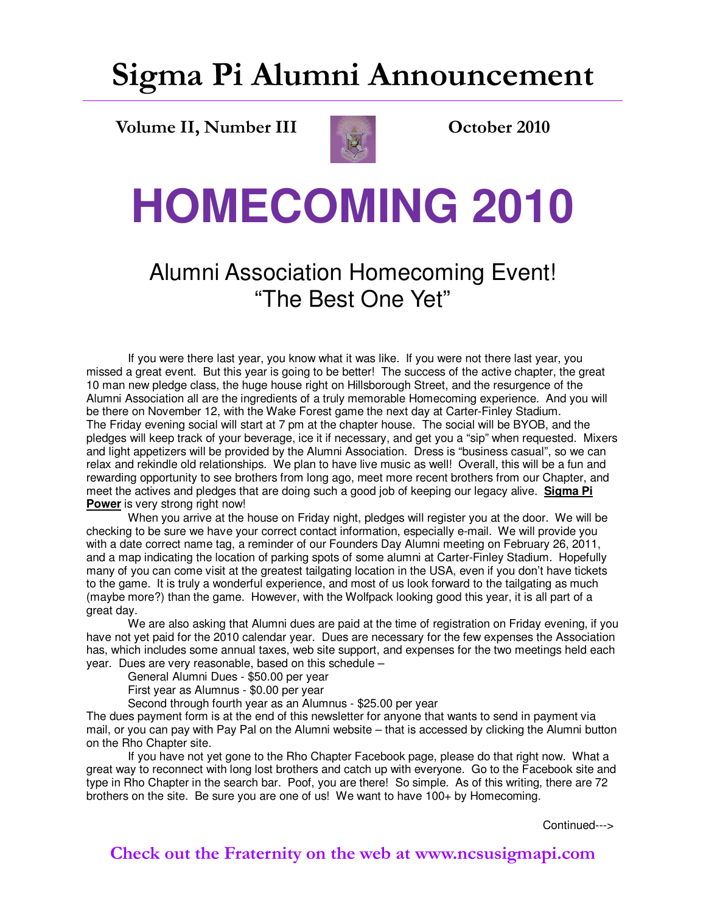# Sigma Pi Alumni Announcement

**Volume II, Number III** | **October 2010**

# HOMECOMING 2010

## Alumni Association Homecoming Event!
## "The Best One Yet"

If you were there last year, you know what it was like. If you were not there last year, you missed a great event. But this year is going to be better! The success of the active chapter, the great 10 man new pledge class, the huge house right on Hillsborough Street, and the resurgence of the Alumni Association all are the ingredients of a truly memorable Homecoming experience. And you will be there on November 12, with the Wake Forest game the next day at Carter-Finley Stadium. The Friday evening social will start at 7 pm at the chapter house. The social will be BYOB, and the pledges will keep track of your beverage, ice it if necessary, and get you a "sip" when requested. Mixers and light appetizers will be provided by the Alumni Association. Dress is "business casual", so we can relax and rekindle old relationships. We plan to have live music as well! Overall, this will be a fun and rewarding opportunity to see brothers from long ago, meet more recent brothers from our Chapter, and meet the actives and pledges that are doing such a good job of keeping our legacy alive. **Sigma Pi Power** is very strong right now!

When you arrive at the house on Friday night, pledges will register you at the door. We will be checking to be sure we have your correct contact information, especially e-mail. We will provide you with a date correct name tag, a reminder of our Founders Day Alumni meeting on February 26, 2011, and a map indicating the location of parking spots of some alumni at Carter-Finley Stadium. Hopefully many of you can come visit at the greatest tailgating location in the USA, even if you don't have tickets to the game. It is truly a wonderful experience, and most of us look forward to the tailgating as much (maybe more?) than the game. However, with the Wolfpack looking good this year, it is all part of a great day.

We are also asking that Alumni dues are paid at the time of registration on Friday evening, if you have not yet paid for the 2010 calendar year. Dues are necessary for the few expenses the Association has, which includes some annual taxes, web site support, and expenses for the two meetings held each year. Dues are very reasonable, based on this schedule –

General Alumni Dues - $50.00 per year
First year as Alumnus - $0.00 per year
Second through fourth year as an Alumnus - $25.00 per year

The dues payment form is at the end of this newsletter for anyone that wants to send in payment via mail, or you can pay with Pay Pal on the Alumni website – that is accessed by clicking the Alumni button on the Rho Chapter site.

If you have not yet gone to the Rho Chapter Facebook page, please do that right now. What a great way to reconnect with long lost brothers and catch up with everyone. Go to the Facebook site and type in Rho Chapter in the search bar. Poof, you are there! So simple. As of this writing, there are 72 brothers on the site. Be sure you are one of us! We want to have 100+ by Homecoming.

Continued--->

**Check out the Fraternity on the web at www.ncsusigmapi.com**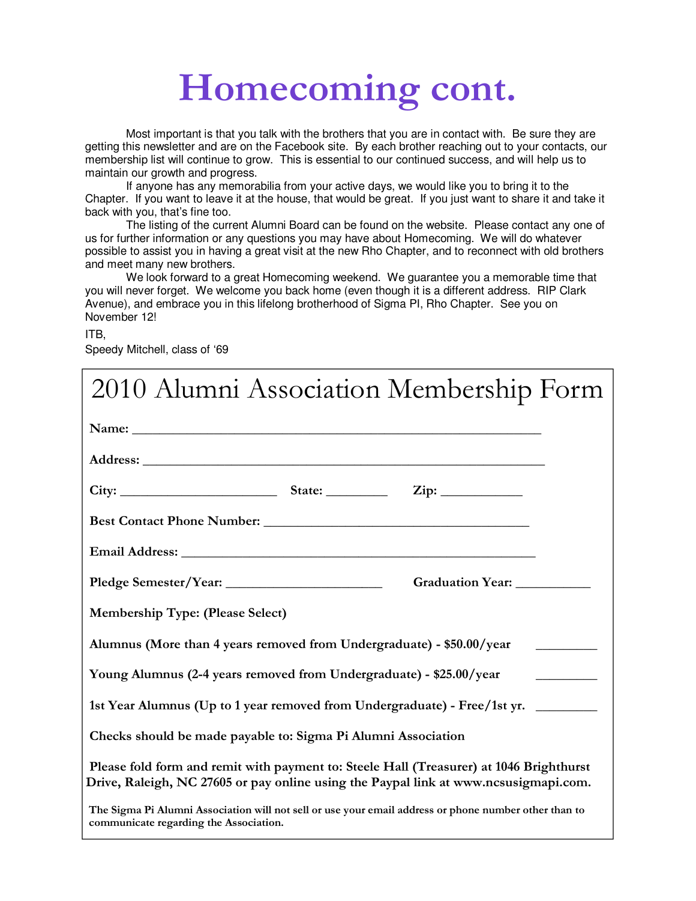# Homecoming cont.

Most important is that you talk with the brothers that you are in contact with. Be sure they are getting this newsletter and are on the Facebook site. By each brother reaching out to your contacts, our membership list will continue to grow. This is essential to our continued success, and will help us to maintain our growth and progress.

If anyone has any memorabilia from your active days, we would like you to bring it to the Chapter. If you want to leave it at the house, that would be great. If you just want to share it and take it back with you, that's fine too.

The listing of the current Alumni Board can be found on the website. Please contact any one of us for further information or any questions you may have about Homecoming. We will do whatever possible to assist you in having a great visit at the new Rho Chapter, and to reconnect with old brothers and meet many new brothers.

We look forward to a great Homecoming weekend. We guarantee you a memorable time that you will never forget. We welcome you back home (even though it is a different address. RIP Clark Avenue), and embrace you in this lifelong brotherhood of Sigma PI, Rho Chapter. See you on November 12!

ITB,
Speedy Mitchell, class of '69

## 2010 Alumni Association Membership Form

**Name:** ____________________________________________________________

**Address:** ____________________________________________________________

**City:** ________________________ **State:** _________ **Zip:** ____________

**Best Contact Phone Number:** ________________________________________

**Email Address:** ______________________________________________________

**Pledge Semester/Year:** ________________________ **Graduation Year:** ___________

**Membership Type: (Please Select)**

**Alumnus (More than 4 years removed from Undergraduate) - $50.00/year** _________

**Young Alumnus (2-4 years removed from Undergraduate) - $25.00/year** _________

**1st Year Alumnus (Up to 1 year removed from Undergraduate) - Free/1st yr.** _________

**Checks should be made payable to: Sigma Pi Alumni Association**

**Please fold form and remit with payment to: Steele Hall (Treasurer) at 1046 Brighthurst Drive, Raleigh, NC 27605 or pay online using the Paypal link at www.ncsusigmapi.com.**

**The Sigma Pi Alumni Association will not sell or use your email address or phone number other than to communicate regarding the Association.**